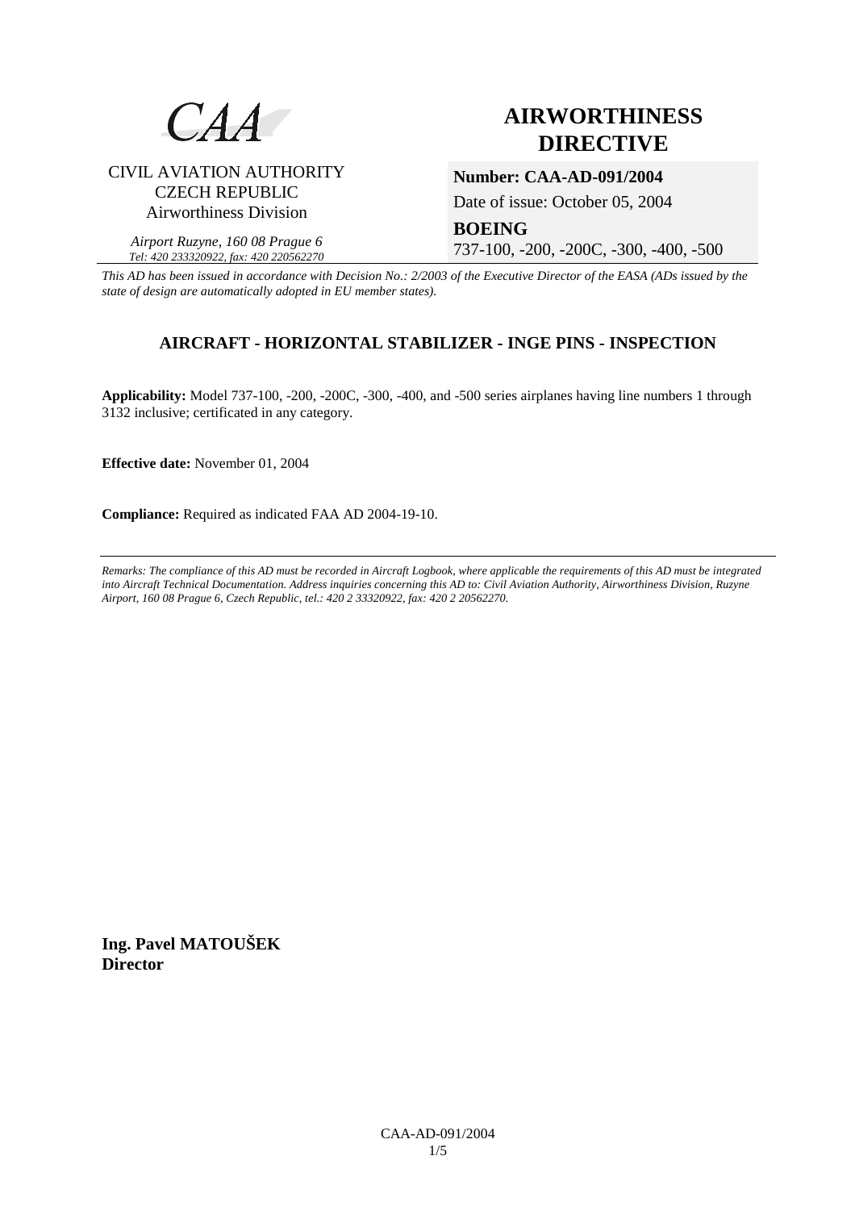CAA

CIVIL AVIATION AUTHORITY
CZECH REPUBLIC
Airworthiness Division

*Airport Ruzyne, 160 08 Prague 6*
*Tel: 420 233320922, fax: 420 220562270*

# AIRWORTHINESS DIRECTIVE

**Number: CAA-AD-091/2004**

Date of issue: October 05, 2004

**BOEING**

737-100, -200, -200C, -300, -400, -500

*This AD has been issued in accordance with Decision No.: 2/2003 of the Executive Director of the EASA (ADs issued by the state of design are automatically adopted in EU member states).*

## AIRCRAFT - HORIZONTAL STABILIZER - INGE PINS - INSPECTION

**Applicability:** Model 737-100, -200, -200C, -300, -400, and -500 series airplanes having line numbers 1 through 3132 inclusive; certificated in any category.

**Effective date:** November 01, 2004

**Compliance:** Required as indicated FAA AD 2004-19-10.

---

*Remarks: The compliance of this AD must be recorded in Aircraft Logbook, where applicable the requirements of this AD must be integrated into Aircraft Technical Documentation. Address inquiries concerning this AD to: Civil Aviation Authority, Airworthiness Division, Ruzyne Airport, 160 08 Prague 6, Czech Republic, tel.: 420 2 33320922, fax: 420 2 20562270.*

**Ing. Pavel MATOUŠEK**
**Director**

CAA-AD-091/2004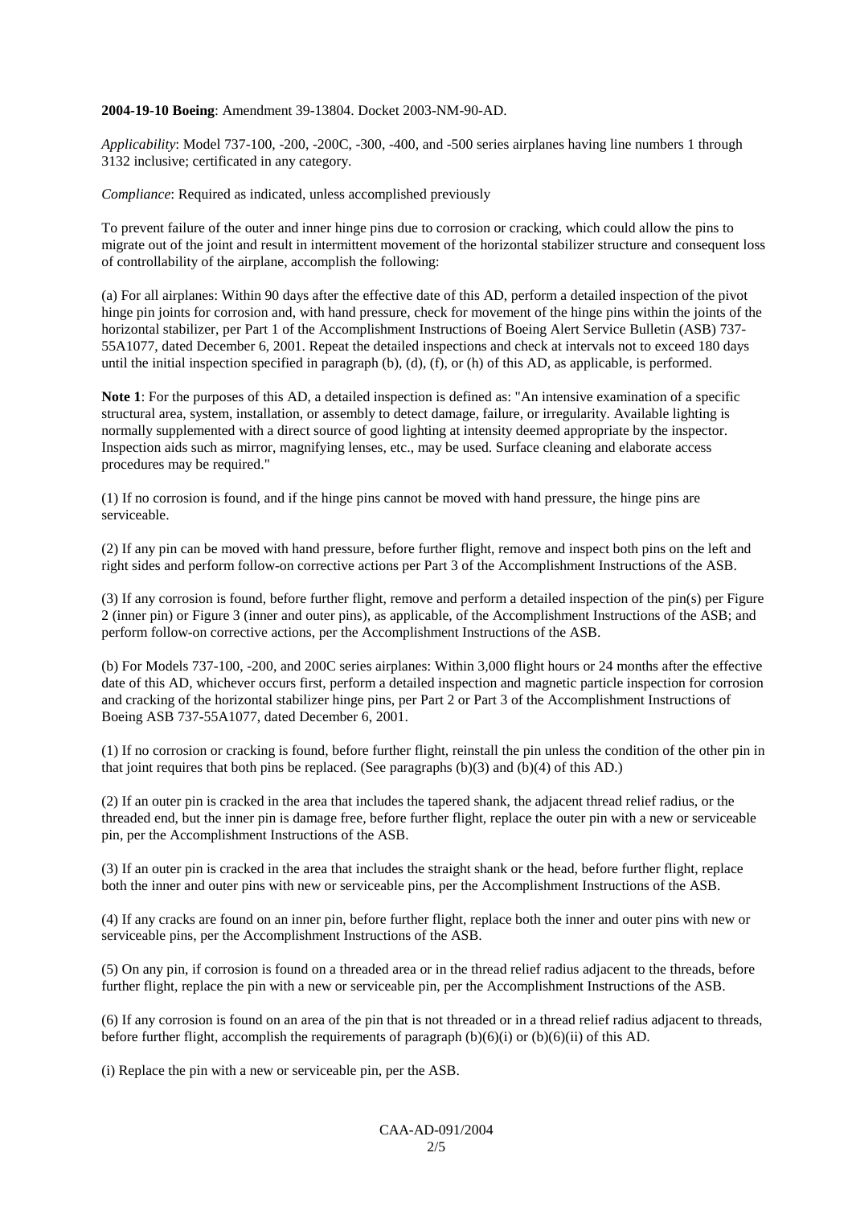**2004-19-10 Boeing**: Amendment 39-13804. Docket 2003-NM-90-AD.

*Applicability*: Model 737-100, -200, -200C, -300, -400, and -500 series airplanes having line numbers 1 through 3132 inclusive; certificated in any category.

*Compliance*: Required as indicated, unless accomplished previously

To prevent failure of the outer and inner hinge pins due to corrosion or cracking, which could allow the pins to migrate out of the joint and result in intermittent movement of the horizontal stabilizer structure and consequent loss of controllability of the airplane, accomplish the following:

(a) For all airplanes: Within 90 days after the effective date of this AD, perform a detailed inspection of the pivot hinge pin joints for corrosion and, with hand pressure, check for movement of the hinge pins within the joints of the horizontal stabilizer, per Part 1 of the Accomplishment Instructions of Boeing Alert Service Bulletin (ASB) 737-55A1077, dated December 6, 2001. Repeat the detailed inspections and check at intervals not to exceed 180 days until the initial inspection specified in paragraph (b), (d), (f), or (h) of this AD, as applicable, is performed.

**Note 1**: For the purposes of this AD, a detailed inspection is defined as: "An intensive examination of a specific structural area, system, installation, or assembly to detect damage, failure, or irregularity. Available lighting is normally supplemented with a direct source of good lighting at intensity deemed appropriate by the inspector. Inspection aids such as mirror, magnifying lenses, etc., may be used. Surface cleaning and elaborate access procedures may be required."

(1) If no corrosion is found, and if the hinge pins cannot be moved with hand pressure, the hinge pins are serviceable.

(2) If any pin can be moved with hand pressure, before further flight, remove and inspect both pins on the left and right sides and perform follow-on corrective actions per Part 3 of the Accomplishment Instructions of the ASB.

(3) If any corrosion is found, before further flight, remove and perform a detailed inspection of the pin(s) per Figure 2 (inner pin) or Figure 3 (inner and outer pins), as applicable, of the Accomplishment Instructions of the ASB; and perform follow-on corrective actions, per the Accomplishment Instructions of the ASB.

(b) For Models 737-100, -200, and 200C series airplanes: Within 3,000 flight hours or 24 months after the effective date of this AD, whichever occurs first, perform a detailed inspection and magnetic particle inspection for corrosion and cracking of the horizontal stabilizer hinge pins, per Part 2 or Part 3 of the Accomplishment Instructions of Boeing ASB 737-55A1077, dated December 6, 2001.

(1) If no corrosion or cracking is found, before further flight, reinstall the pin unless the condition of the other pin in that joint requires that both pins be replaced. (See paragraphs (b)(3) and (b)(4) of this AD.)

(2) If an outer pin is cracked in the area that includes the tapered shank, the adjacent thread relief radius, or the threaded end, but the inner pin is damage free, before further flight, replace the outer pin with a new or serviceable pin, per the Accomplishment Instructions of the ASB.

(3) If an outer pin is cracked in the area that includes the straight shank or the head, before further flight, replace both the inner and outer pins with new or serviceable pins, per the Accomplishment Instructions of the ASB.

(4) If any cracks are found on an inner pin, before further flight, replace both the inner and outer pins with new or serviceable pins, per the Accomplishment Instructions of the ASB.

(5) On any pin, if corrosion is found on a threaded area or in the thread relief radius adjacent to the threads, before further flight, replace the pin with a new or serviceable pin, per the Accomplishment Instructions of the ASB.

(6) If any corrosion is found on an area of the pin that is not threaded or in a thread relief radius adjacent to threads, before further flight, accomplish the requirements of paragraph (b)(6)(i) or (b)(6)(ii) of this AD.

(i) Replace the pin with a new or serviceable pin, per the ASB.

CAA-AD-091/2004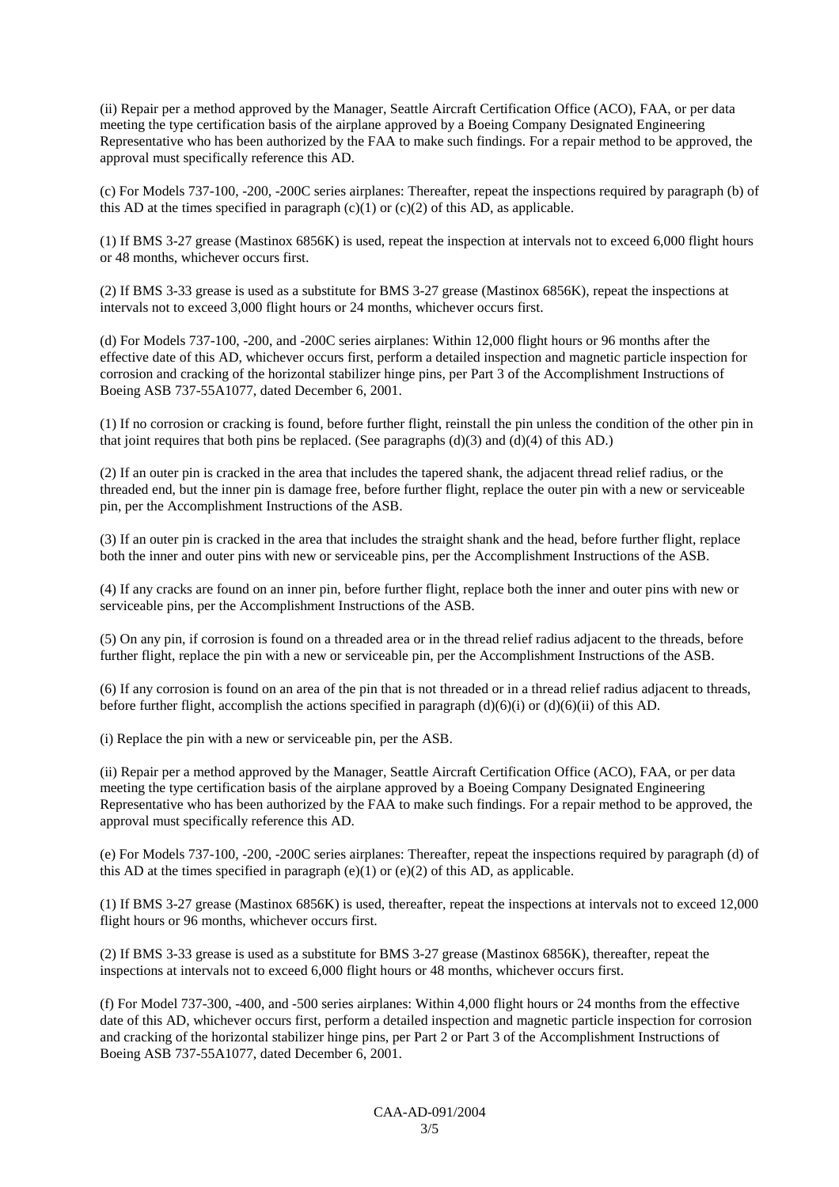(ii) Repair per a method approved by the Manager, Seattle Aircraft Certification Office (ACO), FAA, or per data meeting the type certification basis of the airplane approved by a Boeing Company Designated Engineering Representative who has been authorized by the FAA to make such findings. For a repair method to be approved, the approval must specifically reference this AD.

(c) For Models 737-100, -200, -200C series airplanes: Thereafter, repeat the inspections required by paragraph (b) of this AD at the times specified in paragraph (c)(1) or (c)(2) of this AD, as applicable.

(1) If BMS 3-27 grease (Mastinox 6856K) is used, repeat the inspection at intervals not to exceed 6,000 flight hours or 48 months, whichever occurs first.

(2) If BMS 3-33 grease is used as a substitute for BMS 3-27 grease (Mastinox 6856K), repeat the inspections at intervals not to exceed 3,000 flight hours or 24 months, whichever occurs first.

(d) For Models 737-100, -200, and -200C series airplanes: Within 12,000 flight hours or 96 months after the effective date of this AD, whichever occurs first, perform a detailed inspection and magnetic particle inspection for corrosion and cracking of the horizontal stabilizer hinge pins, per Part 3 of the Accomplishment Instructions of Boeing ASB 737-55A1077, dated December 6, 2001.

(1) If no corrosion or cracking is found, before further flight, reinstall the pin unless the condition of the other pin in that joint requires that both pins be replaced. (See paragraphs (d)(3) and (d)(4) of this AD.)

(2) If an outer pin is cracked in the area that includes the tapered shank, the adjacent thread relief radius, or the threaded end, but the inner pin is damage free, before further flight, replace the outer pin with a new or serviceable pin, per the Accomplishment Instructions of the ASB.

(3) If an outer pin is cracked in the area that includes the straight shank and the head, before further flight, replace both the inner and outer pins with new or serviceable pins, per the Accomplishment Instructions of the ASB.

(4) If any cracks are found on an inner pin, before further flight, replace both the inner and outer pins with new or serviceable pins, per the Accomplishment Instructions of the ASB.

(5) On any pin, if corrosion is found on a threaded area or in the thread relief radius adjacent to the threads, before further flight, replace the pin with a new or serviceable pin, per the Accomplishment Instructions of the ASB.

(6) If any corrosion is found on an area of the pin that is not threaded or in a thread relief radius adjacent to threads, before further flight, accomplish the actions specified in paragraph (d)(6)(i) or (d)(6)(ii) of this AD.

(i) Replace the pin with a new or serviceable pin, per the ASB.

(ii) Repair per a method approved by the Manager, Seattle Aircraft Certification Office (ACO), FAA, or per data meeting the type certification basis of the airplane approved by a Boeing Company Designated Engineering Representative who has been authorized by the FAA to make such findings. For a repair method to be approved, the approval must specifically reference this AD.

(e) For Models 737-100, -200, -200C series airplanes: Thereafter, repeat the inspections required by paragraph (d) of this AD at the times specified in paragraph (e)(1) or (e)(2) of this AD, as applicable.

(1) If BMS 3-27 grease (Mastinox 6856K) is used, thereafter, repeat the inspections at intervals not to exceed 12,000 flight hours or 96 months, whichever occurs first.

(2) If BMS 3-33 grease is used as a substitute for BMS 3-27 grease (Mastinox 6856K), thereafter, repeat the inspections at intervals not to exceed 6,000 flight hours or 48 months, whichever occurs first.

(f) For Model 737-300, -400, and -500 series airplanes: Within 4,000 flight hours or 24 months from the effective date of this AD, whichever occurs first, perform a detailed inspection and magnetic particle inspection for corrosion and cracking of the horizontal stabilizer hinge pins, per Part 2 or Part 3 of the Accomplishment Instructions of Boeing ASB 737-55A1077, dated December 6, 2001.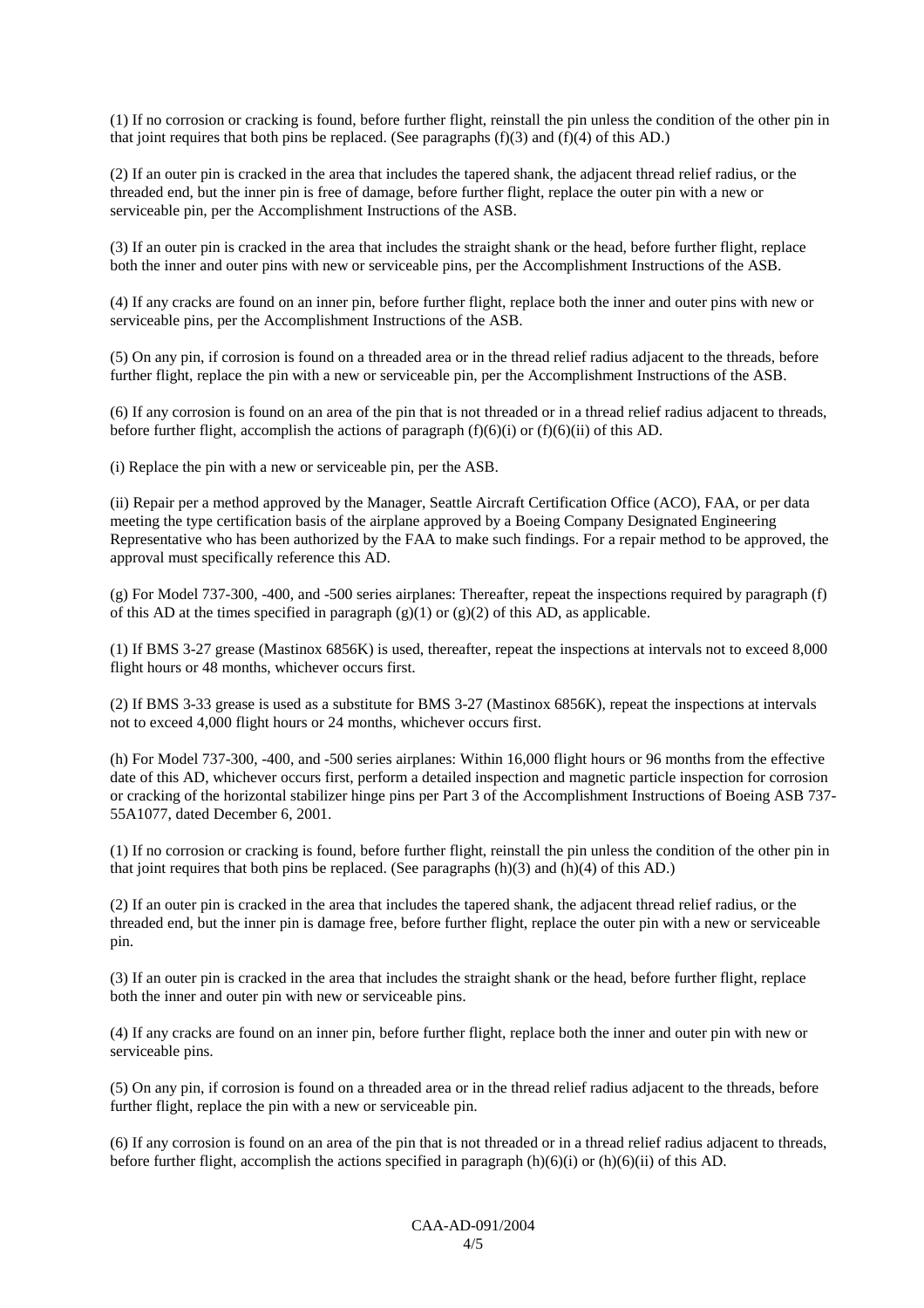(1) If no corrosion or cracking is found, before further flight, reinstall the pin unless the condition of the other pin in that joint requires that both pins be replaced. (See paragraphs (f)(3) and (f)(4) of this AD.)

(2) If an outer pin is cracked in the area that includes the tapered shank, the adjacent thread relief radius, or the threaded end, but the inner pin is free of damage, before further flight, replace the outer pin with a new or serviceable pin, per the Accomplishment Instructions of the ASB.

(3) If an outer pin is cracked in the area that includes the straight shank or the head, before further flight, replace both the inner and outer pins with new or serviceable pins, per the Accomplishment Instructions of the ASB.

(4) If any cracks are found on an inner pin, before further flight, replace both the inner and outer pins with new or serviceable pins, per the Accomplishment Instructions of the ASB.

(5) On any pin, if corrosion is found on a threaded area or in the thread relief radius adjacent to the threads, before further flight, replace the pin with a new or serviceable pin, per the Accomplishment Instructions of the ASB.

(6) If any corrosion is found on an area of the pin that is not threaded or in a thread relief radius adjacent to threads, before further flight, accomplish the actions of paragraph (f)(6)(i) or (f)(6)(ii) of this AD.

(i) Replace the pin with a new or serviceable pin, per the ASB.

(ii) Repair per a method approved by the Manager, Seattle Aircraft Certification Office (ACO), FAA, or per data meeting the type certification basis of the airplane approved by a Boeing Company Designated Engineering Representative who has been authorized by the FAA to make such findings. For a repair method to be approved, the approval must specifically reference this AD.

(g) For Model 737-300, -400, and -500 series airplanes: Thereafter, repeat the inspections required by paragraph (f) of this AD at the times specified in paragraph (g)(1) or (g)(2) of this AD, as applicable.

(1) If BMS 3-27 grease (Mastinox 6856K) is used, thereafter, repeat the inspections at intervals not to exceed 8,000 flight hours or 48 months, whichever occurs first.

(2) If BMS 3-33 grease is used as a substitute for BMS 3-27 (Mastinox 6856K), repeat the inspections at intervals not to exceed 4,000 flight hours or 24 months, whichever occurs first.

(h) For Model 737-300, -400, and -500 series airplanes: Within 16,000 flight hours or 96 months from the effective date of this AD, whichever occurs first, perform a detailed inspection and magnetic particle inspection for corrosion or cracking of the horizontal stabilizer hinge pins per Part 3 of the Accomplishment Instructions of Boeing ASB 737-55A1077, dated December 6, 2001.

(1) If no corrosion or cracking is found, before further flight, reinstall the pin unless the condition of the other pin in that joint requires that both pins be replaced. (See paragraphs (h)(3) and (h)(4) of this AD.)

(2) If an outer pin is cracked in the area that includes the tapered shank, the adjacent thread relief radius, or the threaded end, but the inner pin is damage free, before further flight, replace the outer pin with a new or serviceable pin.

(3) If an outer pin is cracked in the area that includes the straight shank or the head, before further flight, replace both the inner and outer pin with new or serviceable pins.

(4) If any cracks are found on an inner pin, before further flight, replace both the inner and outer pin with new or serviceable pins.

(5) On any pin, if corrosion is found on a threaded area or in the thread relief radius adjacent to the threads, before further flight, replace the pin with a new or serviceable pin.

(6) If any corrosion is found on an area of the pin that is not threaded or in a thread relief radius adjacent to threads, before further flight, accomplish the actions specified in paragraph (h)(6)(i) or (h)(6)(ii) of this AD.

CAA-AD-091/2004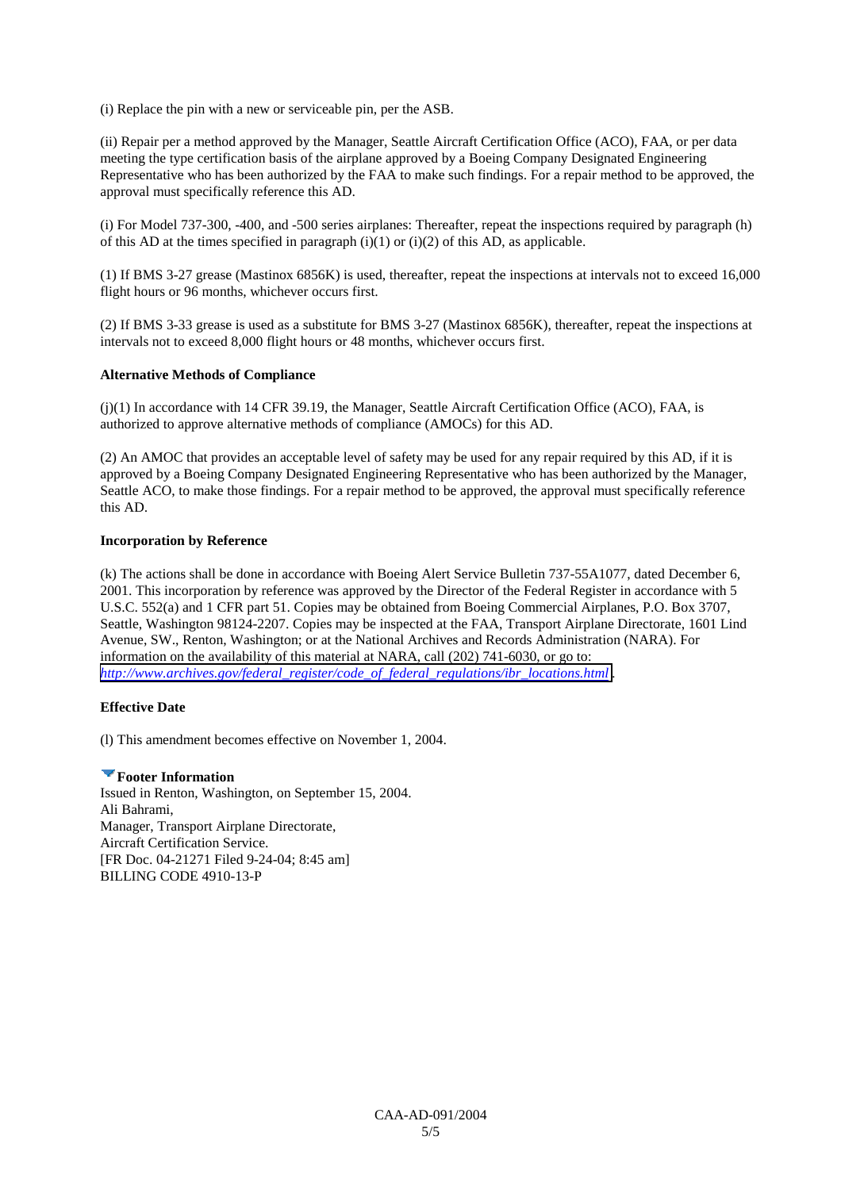(i) Replace the pin with a new or serviceable pin, per the ASB.

(ii) Repair per a method approved by the Manager, Seattle Aircraft Certification Office (ACO), FAA, or per data meeting the type certification basis of the airplane approved by a Boeing Company Designated Engineering Representative who has been authorized by the FAA to make such findings. For a repair method to be approved, the approval must specifically reference this AD.

(i) For Model 737-300, -400, and -500 series airplanes: Thereafter, repeat the inspections required by paragraph (h) of this AD at the times specified in paragraph (i)(1) or (i)(2) of this AD, as applicable.

(1) If BMS 3-27 grease (Mastinox 6856K) is used, thereafter, repeat the inspections at intervals not to exceed 16,000 flight hours or 96 months, whichever occurs first.

(2) If BMS 3-33 grease is used as a substitute for BMS 3-27 (Mastinox 6856K), thereafter, repeat the inspections at intervals not to exceed 8,000 flight hours or 48 months, whichever occurs first.

**Alternative Methods of Compliance**

(j)(1) In accordance with 14 CFR 39.19, the Manager, Seattle Aircraft Certification Office (ACO), FAA, is authorized to approve alternative methods of compliance (AMOCs) for this AD.

(2) An AMOC that provides an acceptable level of safety may be used for any repair required by this AD, if it is approved by a Boeing Company Designated Engineering Representative who has been authorized by the Manager, Seattle ACO, to make those findings. For a repair method to be approved, the approval must specifically reference this AD.

**Incorporation by Reference**

(k) The actions shall be done in accordance with Boeing Alert Service Bulletin 737-55A1077, dated December 6, 2001. This incorporation by reference was approved by the Director of the Federal Register in accordance with 5 U.S.C. 552(a) and 1 CFR part 51. Copies may be obtained from Boeing Commercial Airplanes, P.O. Box 3707, Seattle, Washington 98124-2207. Copies may be inspected at the FAA, Transport Airplane Directorate, 1601 Lind Avenue, SW., Renton, Washington; or at the National Archives and Records Administration (NARA). For information on the availability of this material at NARA, call (202) 741-6030, or go to: *http://www.archives.gov/federal_register/code_of_federal_regulations/ibr_locations.html*.

**Effective Date**

(l) This amendment becomes effective on November 1, 2004.

**Footer Information**

Issued in Renton, Washington, on September 15, 2004.
Ali Bahrami,
Manager, Transport Airplane Directorate,
Aircraft Certification Service.
[FR Doc. 04-21271 Filed 9-24-04; 8:45 am]
BILLING CODE 4910-13-P